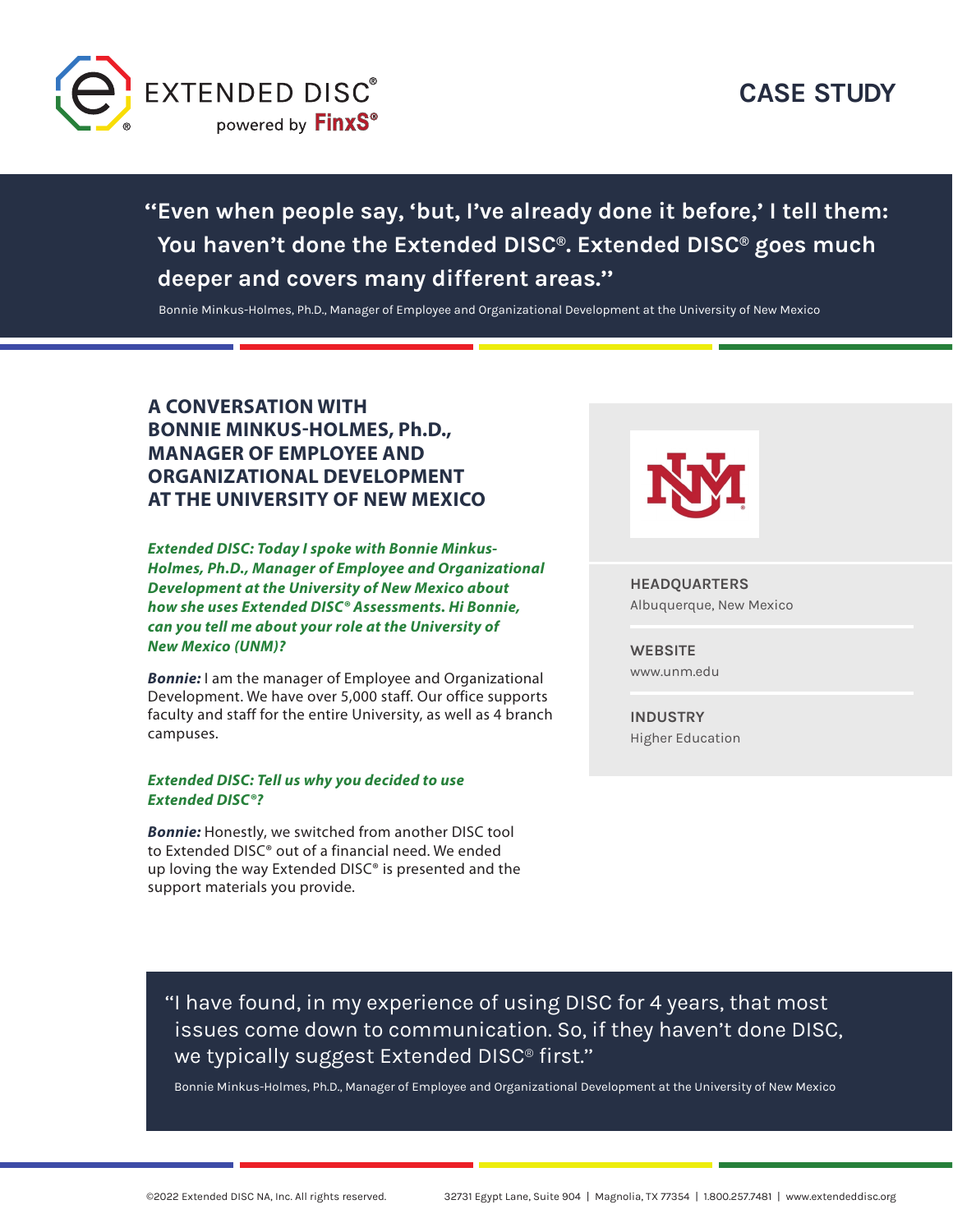EXTENDED DISC®
powered by FinxS®

# CASE STUDY

> "Even when people say, 'but, I've already done it before,' I tell them: You haven't done the Extended DISC®. Extended DISC® goes much deeper and covers many different areas."
>
> Bonnie Minkus-Holmes, Ph.D., Manager of Employee and Organizational Development at the University of New Mexico

## A CONVERSATION WITH BONNIE MINKUS-HOLMES, Ph.D., MANAGER OF EMPLOYEE AND ORGANIZATIONAL DEVELOPMENT AT THE UNIVERSITY OF NEW MEXICO

***Extended DISC: Today I spoke with Bonnie Minkus-Holmes, Ph.D., Manager of Employee and Organizational Development at the University of New Mexico about how she uses Extended DISC® Assessments. Hi Bonnie, can you tell me about your role at the University of New Mexico (UNM)?***

***Bonnie:*** I am the manager of Employee and Organizational Development. We have over 5,000 staff. Our office supports faculty and staff for the entire University, as well as 4 branch campuses.

***Extended DISC: Tell us why you decided to use Extended DISC®?***

***Bonnie:*** Honestly, we switched from another DISC tool to Extended DISC® out of a financial need. We ended up loving the way Extended DISC® is presented and the support materials you provide.

**HEADQUARTERS**
Albuquerque, New Mexico

**WEBSITE**
www.unm.edu

**INDUSTRY**
Higher Education

> "I have found, in my experience of using DISC for 4 years, that most issues come down to communication. So, if they haven't done DISC, we typically suggest Extended DISC® first."
>
> Bonnie Minkus-Holmes, Ph.D., Manager of Employee and Organizational Development at the University of New Mexico

©2022 Extended DISC NA, Inc. All rights reserved. 32731 Egypt Lane, Suite 904 | Magnolia, TX 77354 | 1.800.257.7481 | www.extendeddisc.org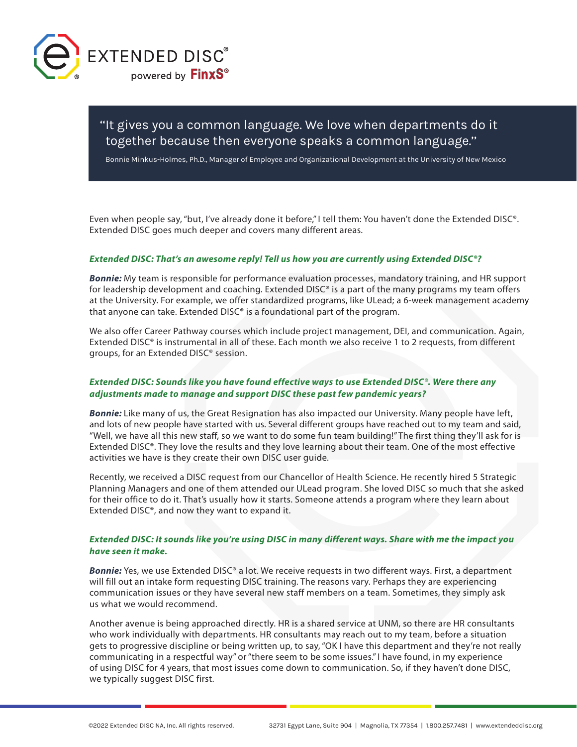> "It gives you a common language. We love when departments do it together because then everyone speaks a common language."
>
> Bonnie Minkus-Holmes, Ph.D., Manager of Employee and Organizational Development at the University of New Mexico

Even when people say, "but, I've already done it before," I tell them: You haven't done the Extended DISC®. Extended DISC goes much deeper and covers many different areas.

***Extended DISC: That's an awesome reply! Tell us how you are currently using Extended DISC®?***

***Bonnie:*** My team is responsible for performance evaluation processes, mandatory training, and HR support for leadership development and coaching. Extended DISC® is a part of the many programs my team offers at the University. For example, we offer standardized programs, like ULead; a 6-week management academy that anyone can take. Extended DISC® is a foundational part of the program.

We also offer Career Pathway courses which include project management, DEI, and communication. Again, Extended DISC® is instrumental in all of these. Each month we also receive 1 to 2 requests, from different groups, for an Extended DISC® session.

***Extended DISC: Sounds like you have found effective ways to use Extended DISC®. Were there any adjustments made to manage and support DISC these past few pandemic years?***

***Bonnie:*** Like many of us, the Great Resignation has also impacted our University. Many people have left, and lots of new people have started with us. Several different groups have reached out to my team and said, "Well, we have all this new staff, so we want to do some fun team building!" The first thing they'll ask for is Extended DISC®. They love the results and they love learning about their team. One of the most effective activities we have is they create their own DISC user guide.

Recently, we received a DISC request from our Chancellor of Health Science. He recently hired 5 Strategic Planning Managers and one of them attended our ULead program. She loved DISC so much that she asked for their office to do it. That's usually how it starts. Someone attends a program where they learn about Extended DISC®, and now they want to expand it.

***Extended DISC: It sounds like you're using DISC in many different ways. Share with me the impact you have seen it make.***

***Bonnie:*** Yes, we use Extended DISC® a lot. We receive requests in two different ways. First, a department will fill out an intake form requesting DISC training. The reasons vary. Perhaps they are experiencing communication issues or they have several new staff members on a team. Sometimes, they simply ask us what we would recommend.

Another avenue is being approached directly. HR is a shared service at UNM, so there are HR consultants who work individually with departments. HR consultants may reach out to my team, before a situation gets to progressive discipline or being written up, to say, "OK I have this department and they're not really communicating in a respectful way" or "there seem to be some issues." I have found, in my experience of using DISC for 4 years, that most issues come down to communication. So, if they haven't done DISC, we typically suggest DISC first.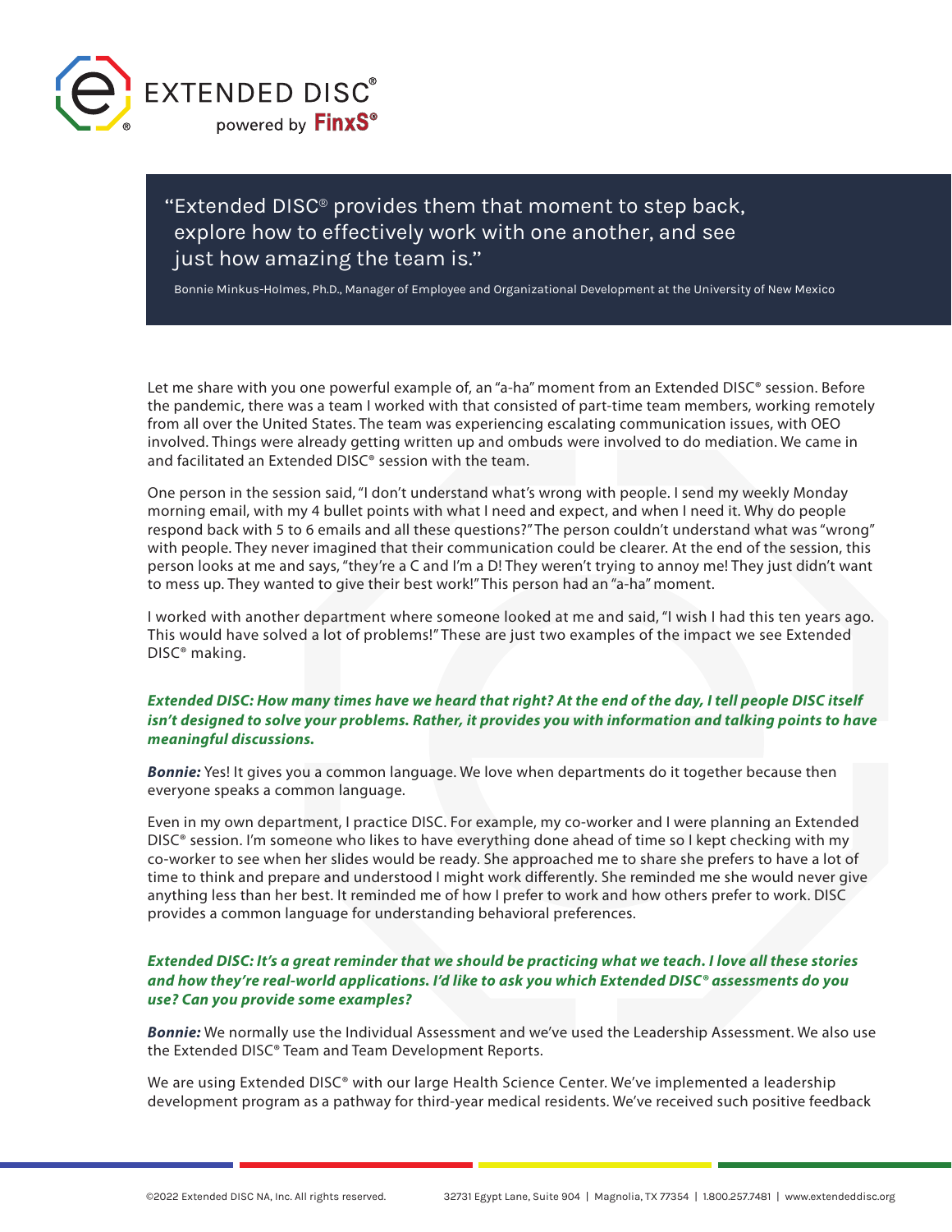> "Extended DISC® provides them that moment to step back, explore how to effectively work with one another, and see just how amazing the team is."
>
> Bonnie Minkus-Holmes, Ph.D., Manager of Employee and Organizational Development at the University of New Mexico

Let me share with you one powerful example of, an "a-ha" moment from an Extended DISC® session. Before the pandemic, there was a team I worked with that consisted of part-time team members, working remotely from all over the United States. The team was experiencing escalating communication issues, with OEO involved. Things were already getting written up and ombuds were involved to do mediation. We came in and facilitated an Extended DISC® session with the team.

One person in the session said, "I don't understand what's wrong with people. I send my weekly Monday morning email, with my 4 bullet points with what I need and expect, and when I need it. Why do people respond back with 5 to 6 emails and all these questions?" The person couldn't understand what was "wrong" with people. They never imagined that their communication could be clearer. At the end of the session, this person looks at me and says, "they're a C and I'm a D! They weren't trying to annoy me! They just didn't want to mess up. They wanted to give their best work!" This person had an "a-ha" moment.

I worked with another department where someone looked at me and said, "I wish I had this ten years ago. This would have solved a lot of problems!" These are just two examples of the impact we see Extended DISC® making.

***Extended DISC: How many times have we heard that right? At the end of the day, I tell people DISC itself isn't designed to solve your problems. Rather, it provides you with information and talking points to have meaningful discussions.***

***Bonnie:*** Yes! It gives you a common language. We love when departments do it together because then everyone speaks a common language.

Even in my own department, I practice DISC. For example, my co-worker and I were planning an Extended DISC® session. I'm someone who likes to have everything done ahead of time so I kept checking with my co-worker to see when her slides would be ready. She approached me to share she prefers to have a lot of time to think and prepare and understood I might work differently. She reminded me she would never give anything less than her best. It reminded me of how I prefer to work and how others prefer to work. DISC provides a common language for understanding behavioral preferences.

***Extended DISC: It's a great reminder that we should be practicing what we teach. I love all these stories and how they're real-world applications. I'd like to ask you which Extended DISC® assessments do you use? Can you provide some examples?***

***Bonnie:*** We normally use the Individual Assessment and we've used the Leadership Assessment. We also use the Extended DISC® Team and Team Development Reports.

We are using Extended DISC® with our large Health Science Center. We've implemented a leadership development program as a pathway for third-year medical residents. We've received such positive feedback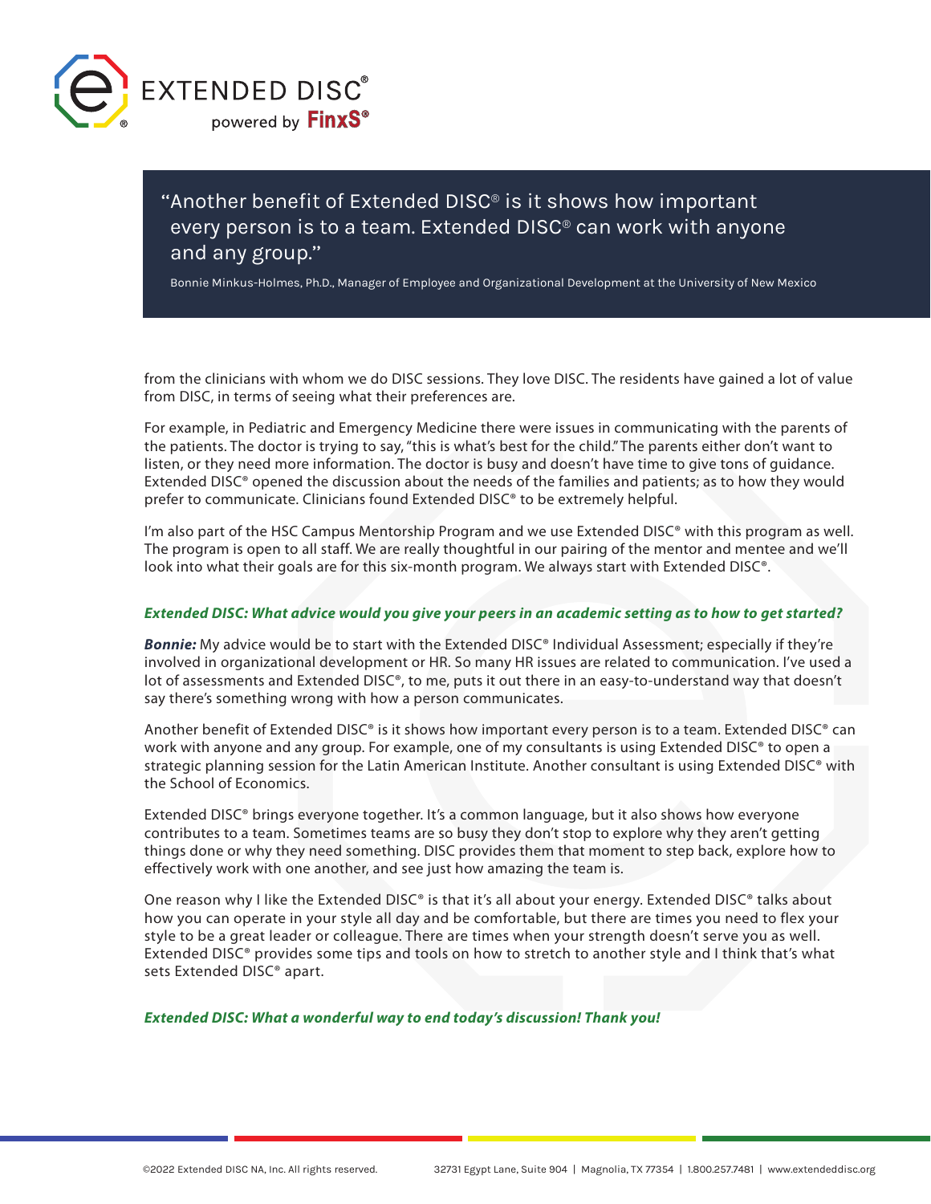> "Another benefit of Extended DISC® is it shows how important every person is to a team. Extended DISC® can work with anyone and any group."
>
> Bonnie Minkus-Holmes, Ph.D., Manager of Employee and Organizational Development at the University of New Mexico

from the clinicians with whom we do DISC sessions. They love DISC. The residents have gained a lot of value from DISC, in terms of seeing what their preferences are.

For example, in Pediatric and Emergency Medicine there were issues in communicating with the parents of the patients. The doctor is trying to say, "this is what's best for the child." The parents either don't want to listen, or they need more information. The doctor is busy and doesn't have time to give tons of guidance. Extended DISC® opened the discussion about the needs of the families and patients; as to how they would prefer to communicate. Clinicians found Extended DISC® to be extremely helpful.

I'm also part of the HSC Campus Mentorship Program and we use Extended DISC® with this program as well. The program is open to all staff. We are really thoughtful in our pairing of the mentor and mentee and we'll look into what their goals are for this six-month program. We always start with Extended DISC®.

***Extended DISC: What advice would you give your peers in an academic setting as to how to get started?***

***Bonnie:*** My advice would be to start with the Extended DISC® Individual Assessment; especially if they're involved in organizational development or HR. So many HR issues are related to communication. I've used a lot of assessments and Extended DISC®, to me, puts it out there in an easy-to-understand way that doesn't say there's something wrong with how a person communicates.

Another benefit of Extended DISC® is it shows how important every person is to a team. Extended DISC® can work with anyone and any group. For example, one of my consultants is using Extended DISC® to open a strategic planning session for the Latin American Institute. Another consultant is using Extended DISC® with the School of Economics.

Extended DISC® brings everyone together. It's a common language, but it also shows how everyone contributes to a team. Sometimes teams are so busy they don't stop to explore why they aren't getting things done or why they need something. DISC provides them that moment to step back, explore how to effectively work with one another, and see just how amazing the team is.

One reason why I like the Extended DISC® is that it's all about your energy. Extended DISC® talks about how you can operate in your style all day and be comfortable, but there are times you need to flex your style to be a great leader or colleague. There are times when your strength doesn't serve you as well. Extended DISC® provides some tips and tools on how to stretch to another style and I think that's what sets Extended DISC® apart.

***Extended DISC: What a wonderful way to end today's discussion! Thank you!***